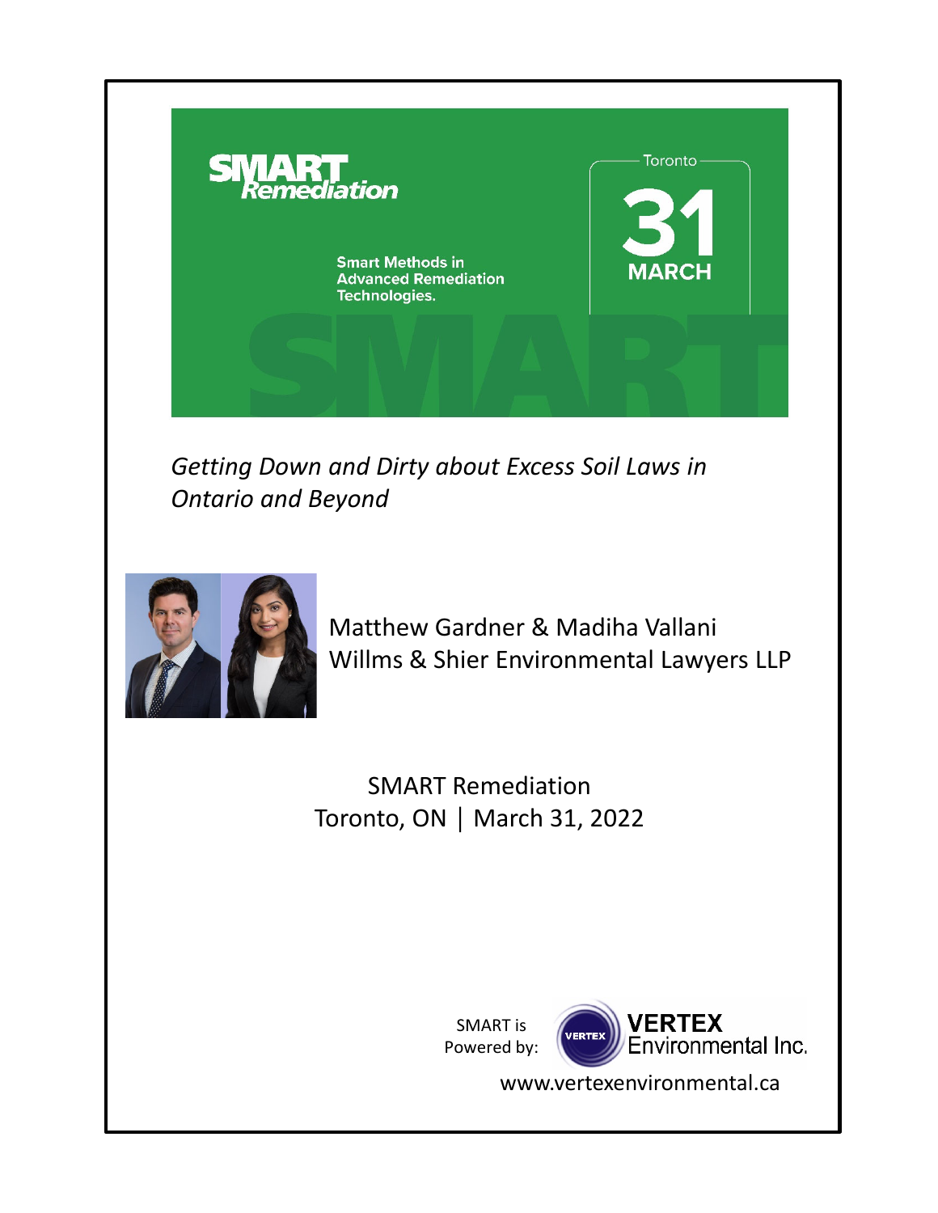SMART Remediation

Smart Methods in Advanced Remediation Technologies.

Toronto

31 MARCH

*Getting Down and Dirty about Excess Soil Laws in Ontario and Beyond*

Matthew Gardner & Madiha Vallani
Willms & Shier Environmental Lawyers LLP

SMART Remediation
Toronto, ON | March 31, 2022

SMART is Powered by: VERTEX Environmental Inc.

www.vertexenvironmental.ca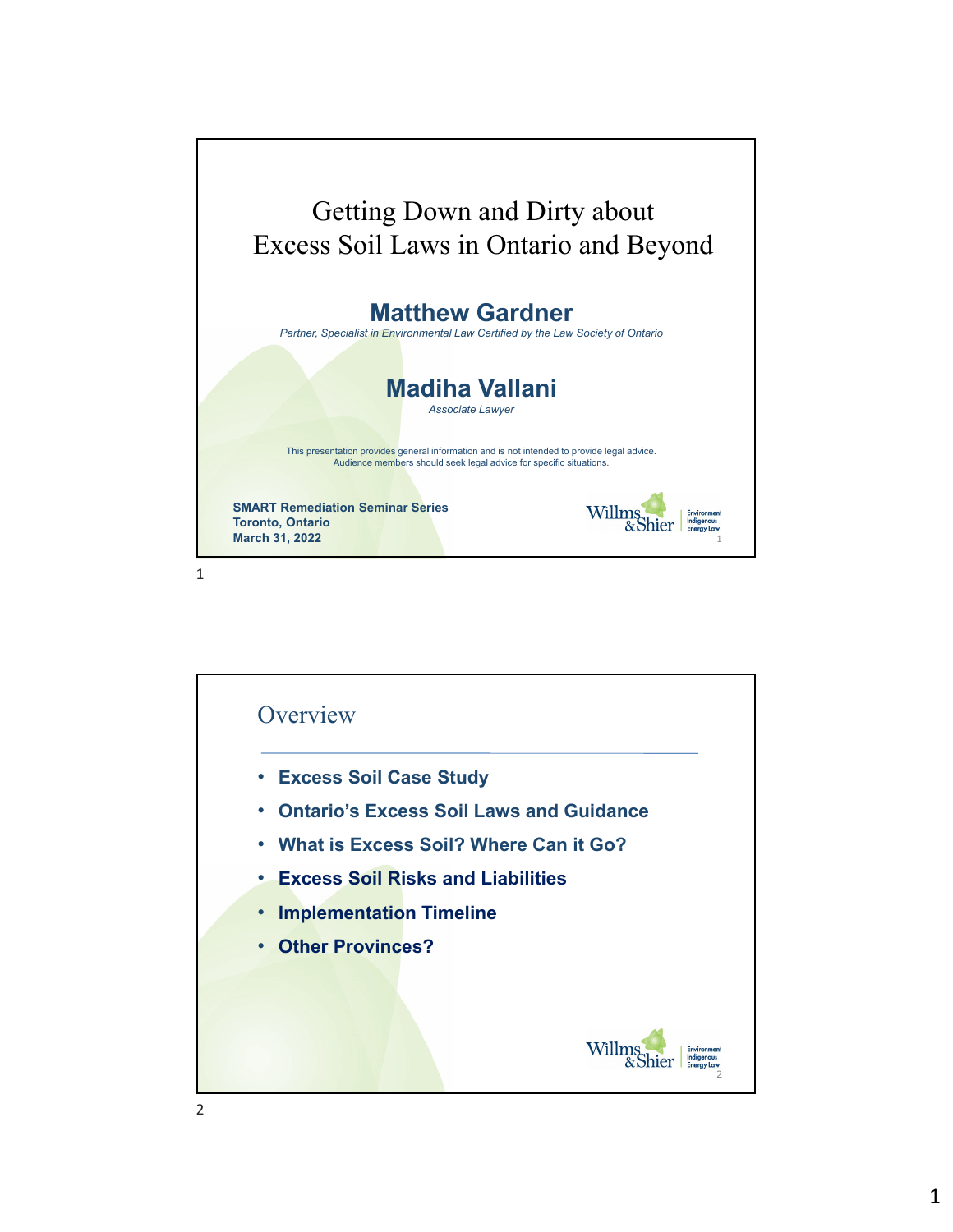# Getting Down and Dirty about Excess Soil Laws in Ontario and Beyond

**Matthew Gardner**

*Partner, Specialist in Environmental Law Certified by the Law Society of Ontario*

**Madiha Vallani**

*Associate Lawyer*

This presentation provides general information and is not intended to provide legal advice. Audience members should seek legal advice for specific situations.

**SMART Remediation Seminar Series**
**Toronto, Ontario**
**March 31, 2022**

Willms & Shier | Environment Indigenous Energy Law

## Overview

- **Excess Soil Case Study**
- **Ontario's Excess Soil Laws and Guidance**
- **What is Excess Soil? Where Can it Go?**
- **Excess Soil Risks and Liabilities**
- **Implementation Timeline**
- **Other Provinces?**

Willms & Shier | Environment Indigenous Energy Law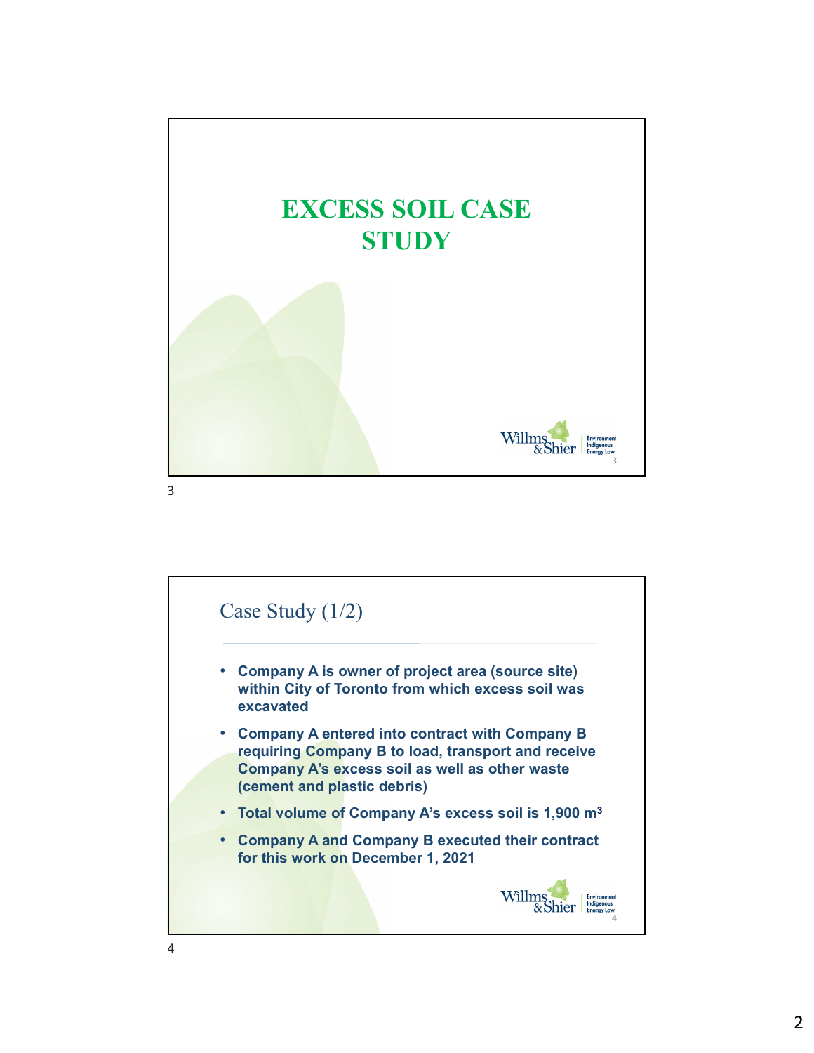# EXCESS SOIL CASE STUDY

## Case Study (1/2)

- **Company A is owner of project area (source site) within City of Toronto from which excess soil was excavated**
- **Company A entered into contract with Company B requiring Company B to load, transport and receive Company A's excess soil as well as other waste (cement and plastic debris)**
- **Total volume of Company A's excess soil is 1,900 $m^3$**
- **Company A and Company B executed their contract for this work on December 1, 2021**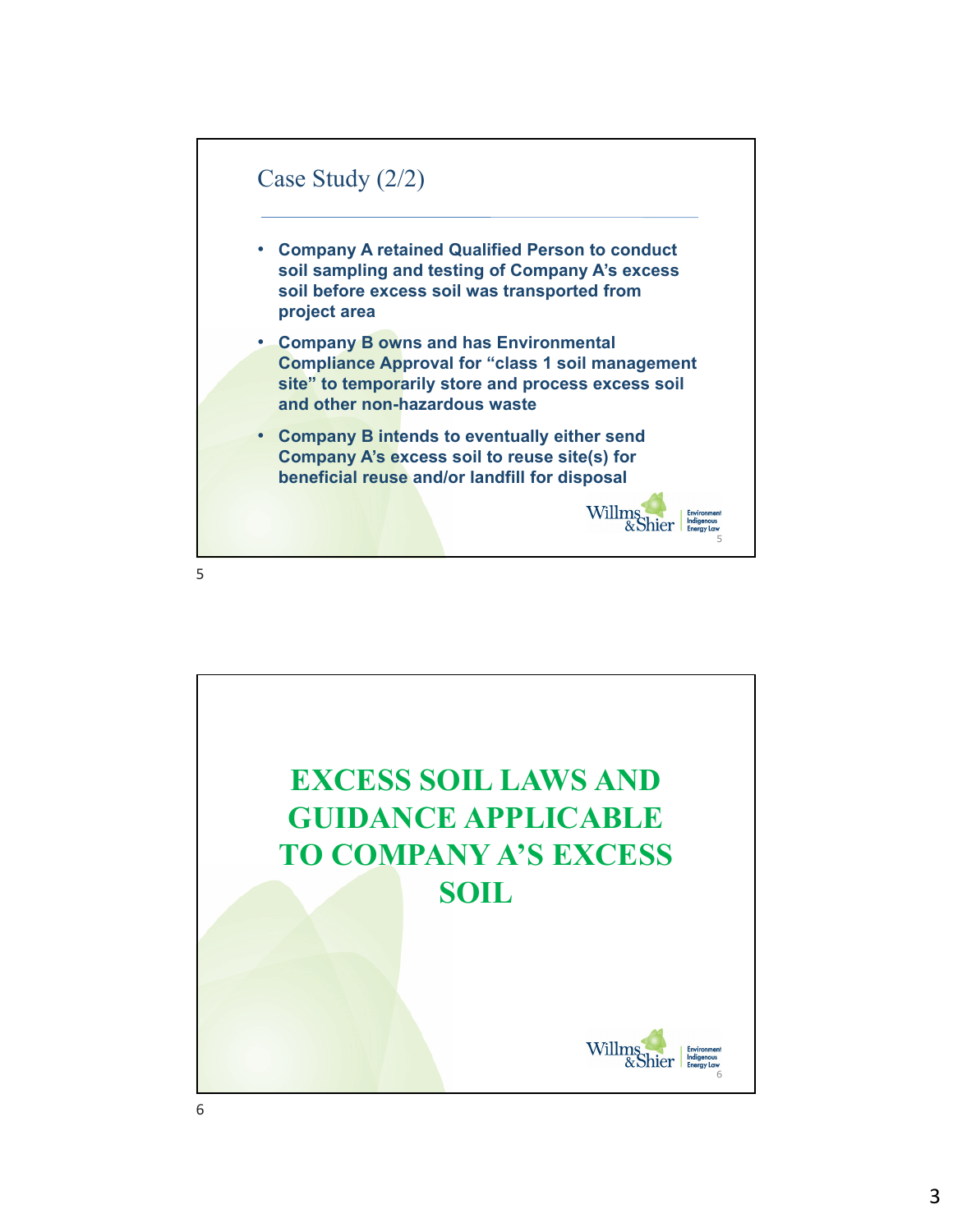## Case Study (2/2)

- **Company A retained Qualified Person to conduct soil sampling and testing of Company A's excess soil before excess soil was transported from project area**
- **Company B owns and has Environmental Compliance Approval for "class 1 soil management site" to temporarily store and process excess soil and other non-hazardous waste**
- **Company B intends to eventually either send Company A's excess soil to reuse site(s) for beneficial reuse and/or landfill for disposal**

# EXCESS SOIL LAWS AND GUIDANCE APPLICABLE TO COMPANY A'S EXCESS SOIL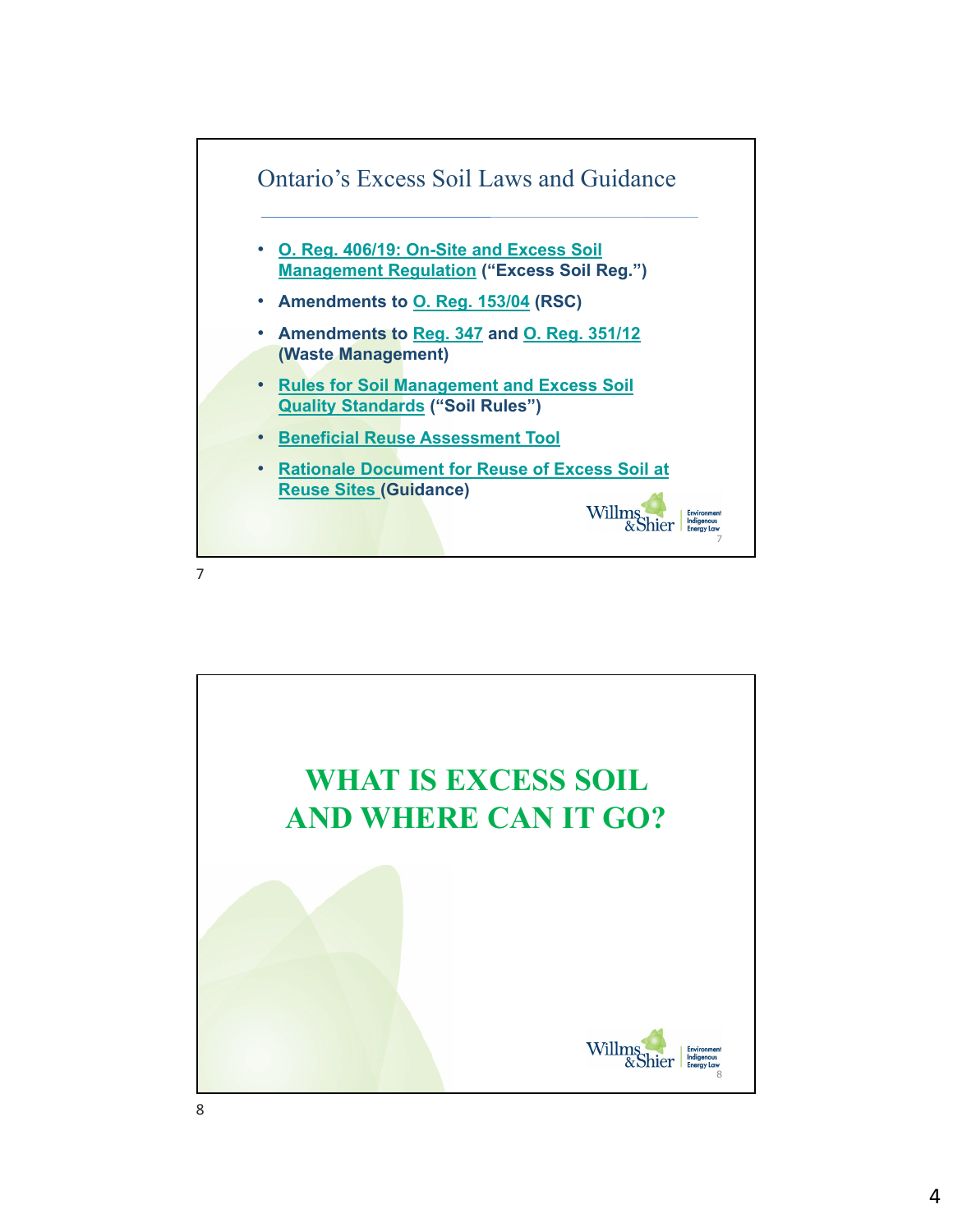## Ontario's Excess Soil Laws and Guidance

- O. Reg. 406/19: On-Site and Excess Soil Management Regulation ("Excess Soil Reg.")
- Amendments to O. Reg. 153/04 (RSC)
- Amendments to Reg. 347 and O. Reg. 351/12 (Waste Management)
- Rules for Soil Management and Excess Soil Quality Standards ("Soil Rules")
- Beneficial Reuse Assessment Tool
- Rationale Document for Reuse of Excess Soil at Reuse Sites (Guidance)

# WHAT IS EXCESS SOIL AND WHERE CAN IT GO?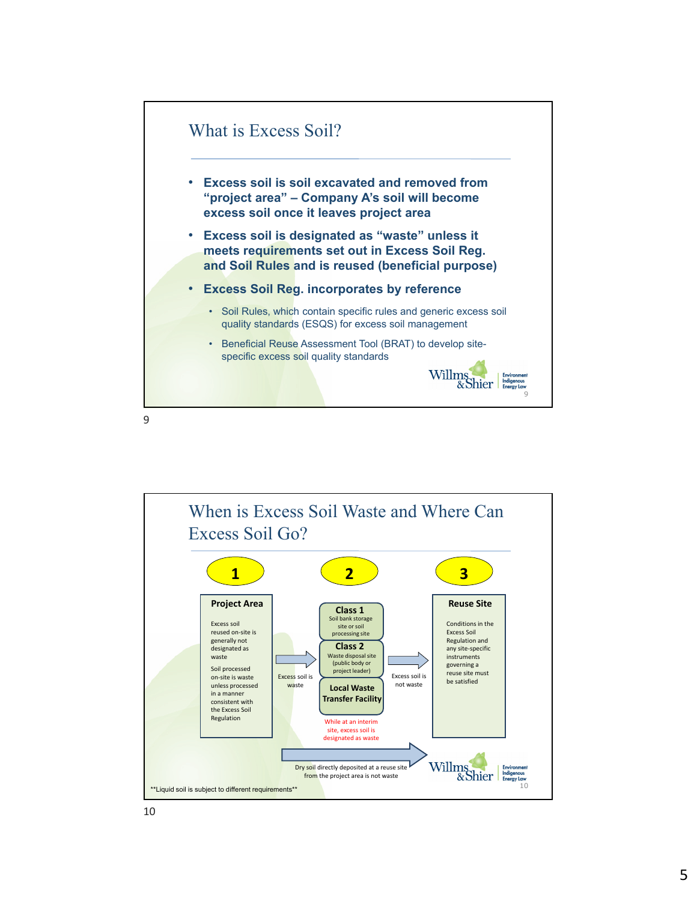## What is Excess Soil?

- **Excess soil is soil excavated and removed from "project area" – Company A's soil will become excess soil once it leaves project area**
- **Excess soil is designated as "waste" unless it meets requirements set out in Excess Soil Reg. and Soil Rules and is reused (beneficial purpose)**
- **Excess Soil Reg. incorporates by reference**
  - Soil Rules, which contain specific rules and generic excess soil quality standards (ESQS) for excess soil management
  - Beneficial Reuse Assessment Tool (BRAT) to develop site-specific excess soil quality standards

## When is Excess Soil Waste and Where Can Excess Soil Go?

**1 – Project Area**

Excess soil reused on-site is generally not designated as waste

Soil processed on-site is waste unless processed in a manner consistent with the Excess Soil Regulation

→ Excess soil is waste

**2**

- **Class 1** – Soil bank storage site or soil processing site
- **Class 2** – Waste disposal site (public body or project leader)
- **Local Waste Transfer Facility**

While at an interim site, excess soil is designated as waste

→ Excess soil is not waste

**3 – Reuse Site**

Conditions in the Excess Soil Regulation and any site-specific instruments governing a reuse site must be satisfied

Dry soil directly deposited at a reuse site from the project area is not waste

**Liquid soil is subject to different requirements**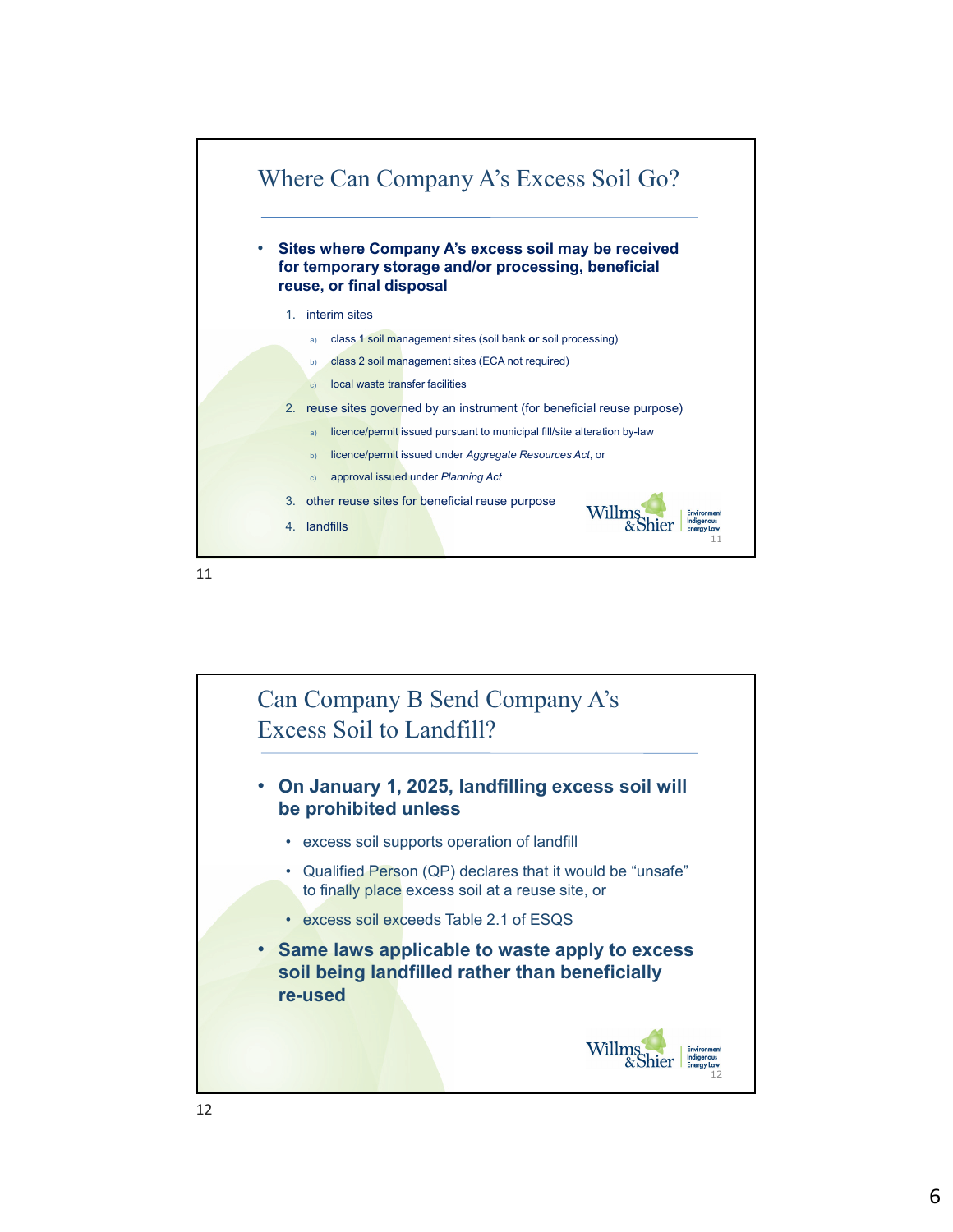## Where Can Company A's Excess Soil Go?

- **Sites where Company A's excess soil may be received for temporary storage and/or processing, beneficial reuse, or final disposal**
  1. interim sites
     a) class 1 soil management sites (soil bank **or** soil processing)
     b) class 2 soil management sites (ECA not required)
     c) local waste transfer facilities
  2. reuse sites governed by an instrument (for beneficial reuse purpose)
     a) licence/permit issued pursuant to municipal fill/site alteration by-law
     b) licence/permit issued under *Aggregate Resources Act*, or
     c) approval issued under *Planning Act*
  3. other reuse sites for beneficial reuse purpose
  4. landfills

## Can Company B Send Company A's Excess Soil to Landfill?

- **On January 1, 2025, landfilling excess soil will be prohibited unless**
  - excess soil supports operation of landfill
  - Qualified Person (QP) declares that it would be "unsafe" to finally place excess soil at a reuse site, or
  - excess soil exceeds Table 2.1 of ESQS
- **Same laws applicable to waste apply to excess soil being landfilled rather than beneficially re-used**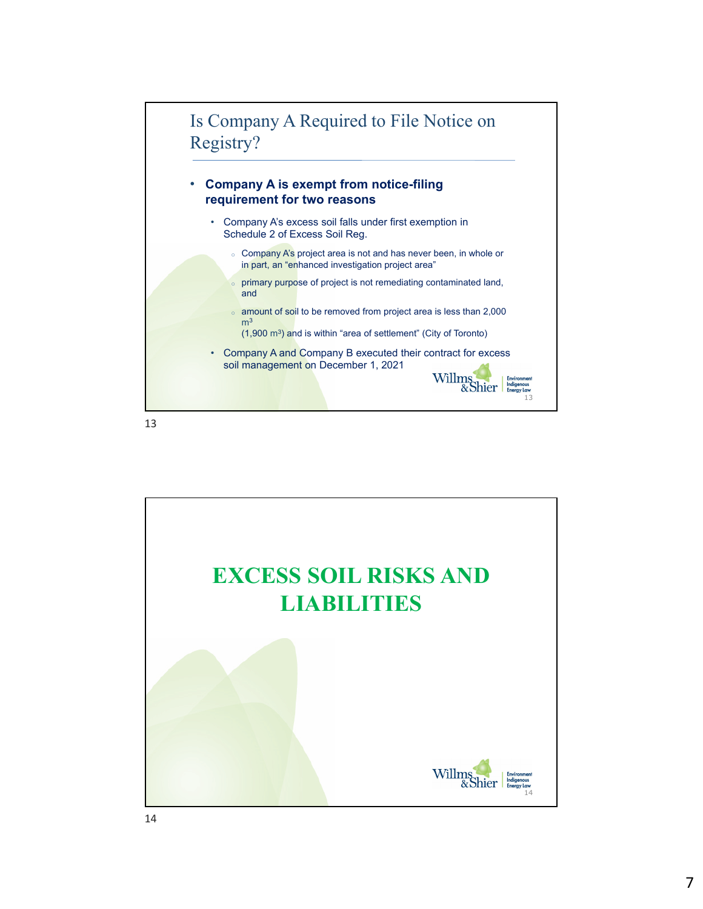## Is Company A Required to File Notice on Registry?

- **Company A is exempt from notice-filing requirement for two reasons**
  - Company A's excess soil falls under first exemption in Schedule 2 of Excess Soil Reg.
    - Company A's project area is not and has never been, in whole or in part, an "enhanced investigation project area"
    - primary purpose of project is not remediating contaminated land, and
    - amount of soil to be removed from project area is less than 2,000 $m^3$ (1,900 $m^3$) and is within "area of settlement" (City of Toronto)
  - Company A and Company B executed their contract for excess soil management on December 1, 2021

## EXCESS SOIL RISKS AND LIABILITIES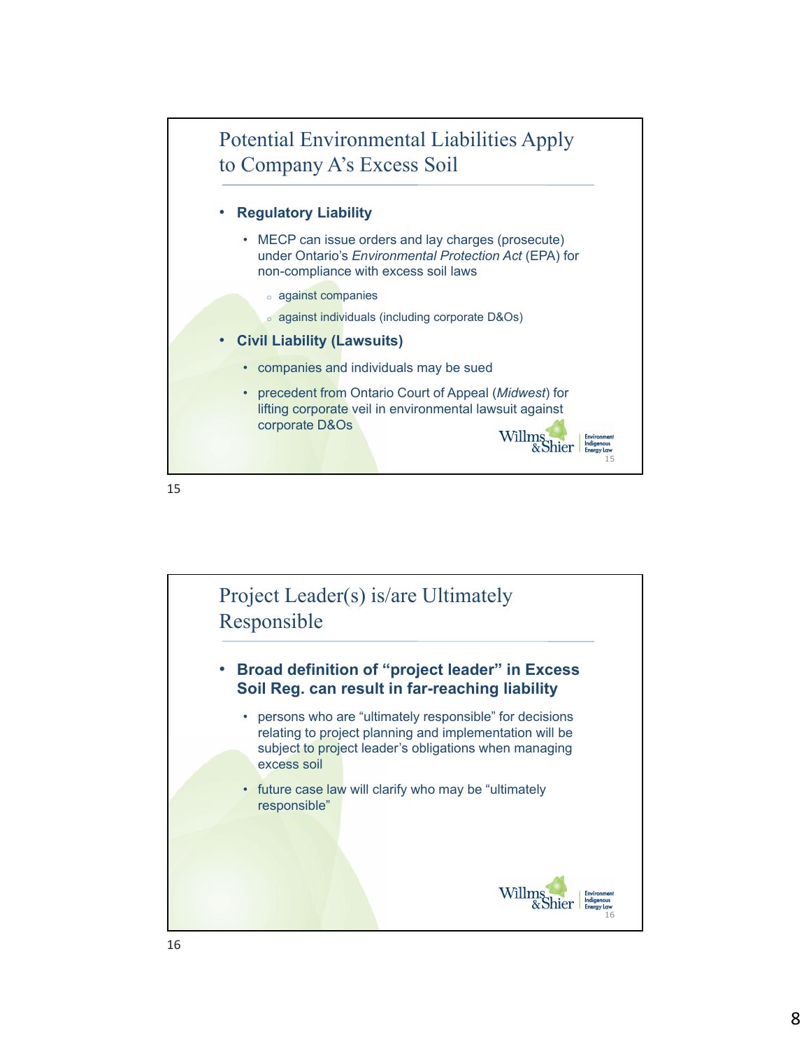## Potential Environmental Liabilities Apply to Company A's Excess Soil

- **Regulatory Liability**
  - MECP can issue orders and lay charges (prosecute) under Ontario's *Environmental Protection Act* (EPA) for non-compliance with excess soil laws
    - against companies
    - against individuals (including corporate D&Os)
- **Civil Liability (Lawsuits)**
  - companies and individuals may be sued
  - precedent from Ontario Court of Appeal (*Midwest*) for lifting corporate veil in environmental lawsuit against corporate D&Os

## Project Leader(s) is/are Ultimately Responsible

- **Broad definition of "project leader" in Excess Soil Reg. can result in far-reaching liability**
  - persons who are "ultimately responsible" for decisions relating to project planning and implementation will be subject to project leader's obligations when managing excess soil
  - future case law will clarify who may be "ultimately responsible"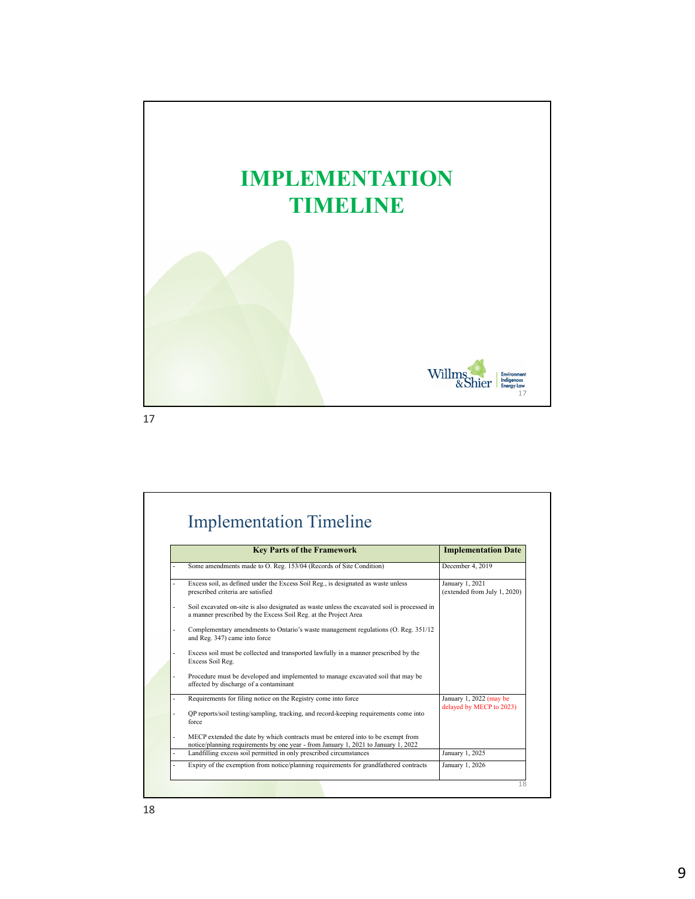# IMPLEMENTATION TIMELINE

## Implementation Timeline

| Key Parts of the Framework | Implementation Date |
|---|---|
| - Some amendments made to O. Reg. 153/04 (Records of Site Condition) | December 4, 2019 |
| - Excess soil, as defined under the Excess Soil Reg., is designated as waste unless prescribed criteria are satisfied<br>- Soil excavated on-site is also designated as waste unless the excavated soil is processed in a manner prescribed by the Excess Soil Reg. at the Project Area<br>- Complementary amendments to Ontario's waste management regulations (O. Reg. 351/12 and Reg. 347) came into force<br>- Excess soil must be collected and transported lawfully in a manner prescribed by the Excess Soil Reg.<br>- Procedure must be developed and implemented to manage excavated soil that may be affected by discharge of a contaminant | January 1, 2021 (extended from July 1, 2020) |
| - Requirements for filing notice on the Registry come into force<br>- QP reports/soil testing/sampling, tracking, and record-keeping requirements come into force<br>- MECP extended the date by which contracts must be entered into to be exempt from notice/planning requirements by one year - from January 1, 2021 to January 1, 2022 | January 1, 2022 (may be delayed by MECP to 2023) |
| - Landfilling excess soil permitted in only prescribed circumstances | January 1, 2025 |
| - Expiry of the exemption from notice/planning requirements for grandfathered contracts | January 1, 2026 |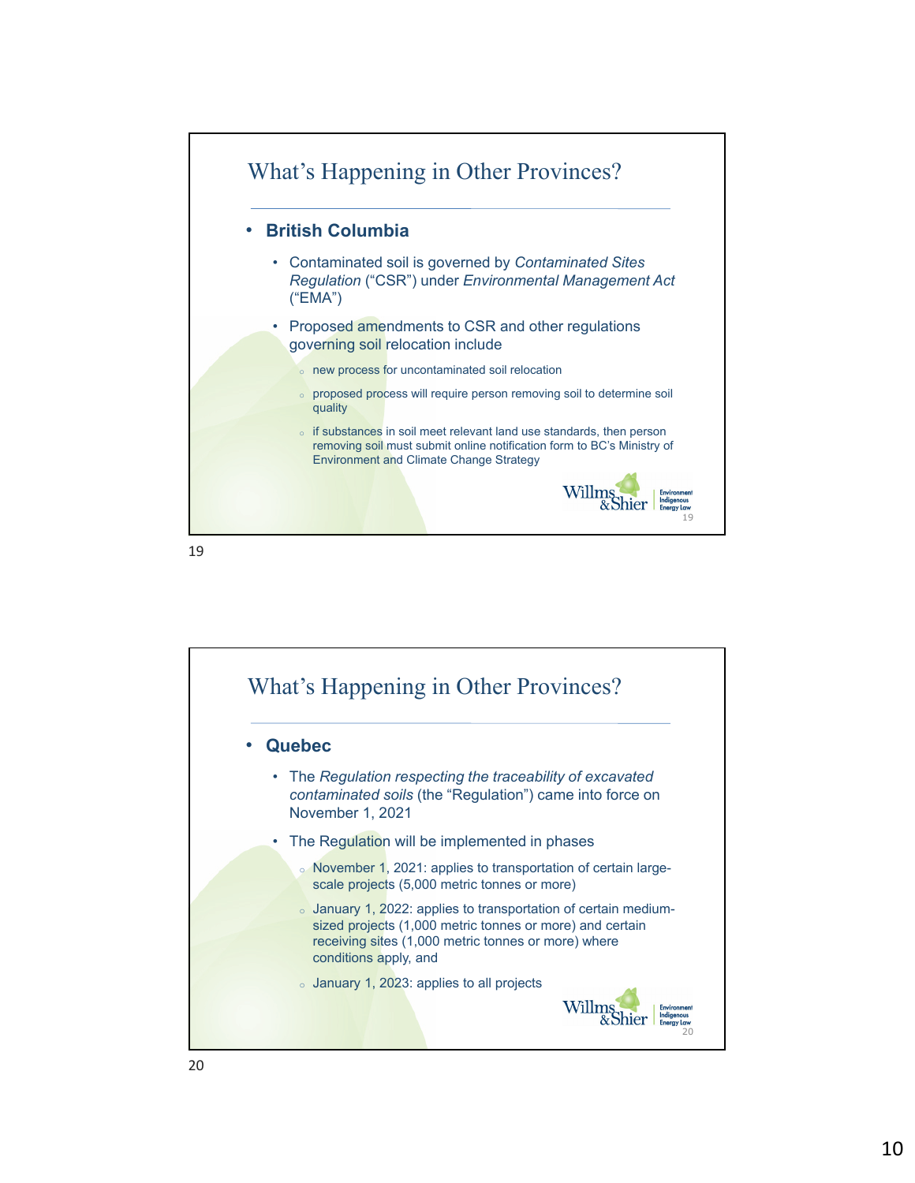## What's Happening in Other Provinces?

- **British Columbia**
  - Contaminated soil is governed by *Contaminated Sites Regulation* ("CSR") under *Environmental Management Act* ("EMA")
  - Proposed amendments to CSR and other regulations governing soil relocation include
    - new process for uncontaminated soil relocation
    - proposed process will require person removing soil to determine soil quality
    - if substances in soil meet relevant land use standards, then person removing soil must submit online notification form to BC's Ministry of Environment and Climate Change Strategy

## What's Happening in Other Provinces?

- **Quebec**
  - The *Regulation respecting the traceability of excavated contaminated soils* (the "Regulation") came into force on November 1, 2021
  - The Regulation will be implemented in phases
    - November 1, 2021: applies to transportation of certain large-scale projects (5,000 metric tonnes or more)
    - January 1, 2022: applies to transportation of certain medium-sized projects (1,000 metric tonnes or more) and certain receiving sites (1,000 metric tonnes or more) where conditions apply, and
    - January 1, 2023: applies to all projects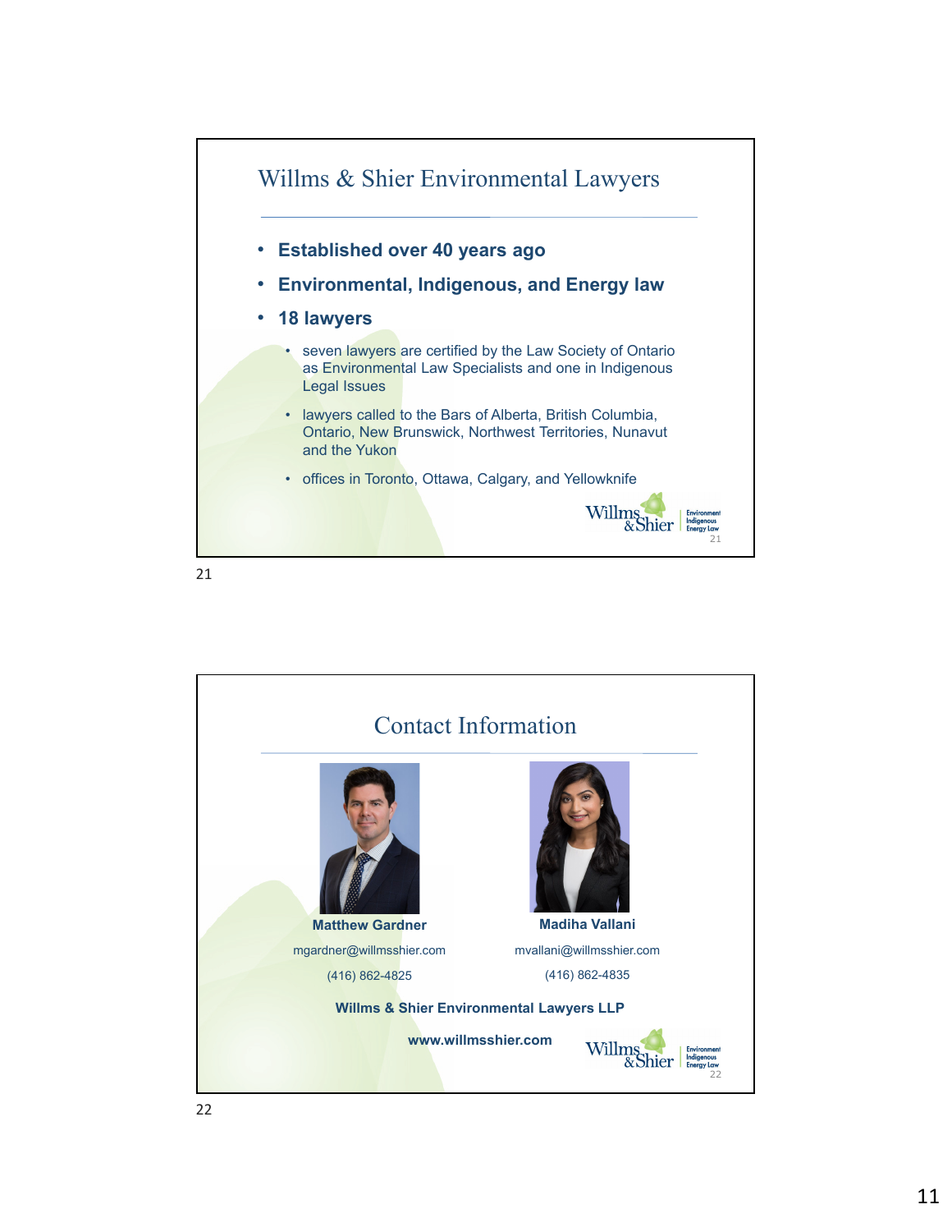## Willms & Shier Environmental Lawyers

- **Established over 40 years ago**
- **Environmental, Indigenous, and Energy law**
- **18 lawyers**
  - seven lawyers are certified by the Law Society of Ontario as Environmental Law Specialists and one in Indigenous Legal Issues
  - lawyers called to the Bars of Alberta, British Columbia, Ontario, New Brunswick, Northwest Territories, Nunavut and the Yukon
  - offices in Toronto, Ottawa, Calgary, and Yellowknife

## Contact Information

**Matthew Gardner**
mgardner@willmsshier.com
(416) 862-4825

**Madiha Vallani**
mvallani@willmsshier.com
(416) 862-4835

**Willms & Shier Environmental Lawyers LLP**

**www.willmsshier.com**